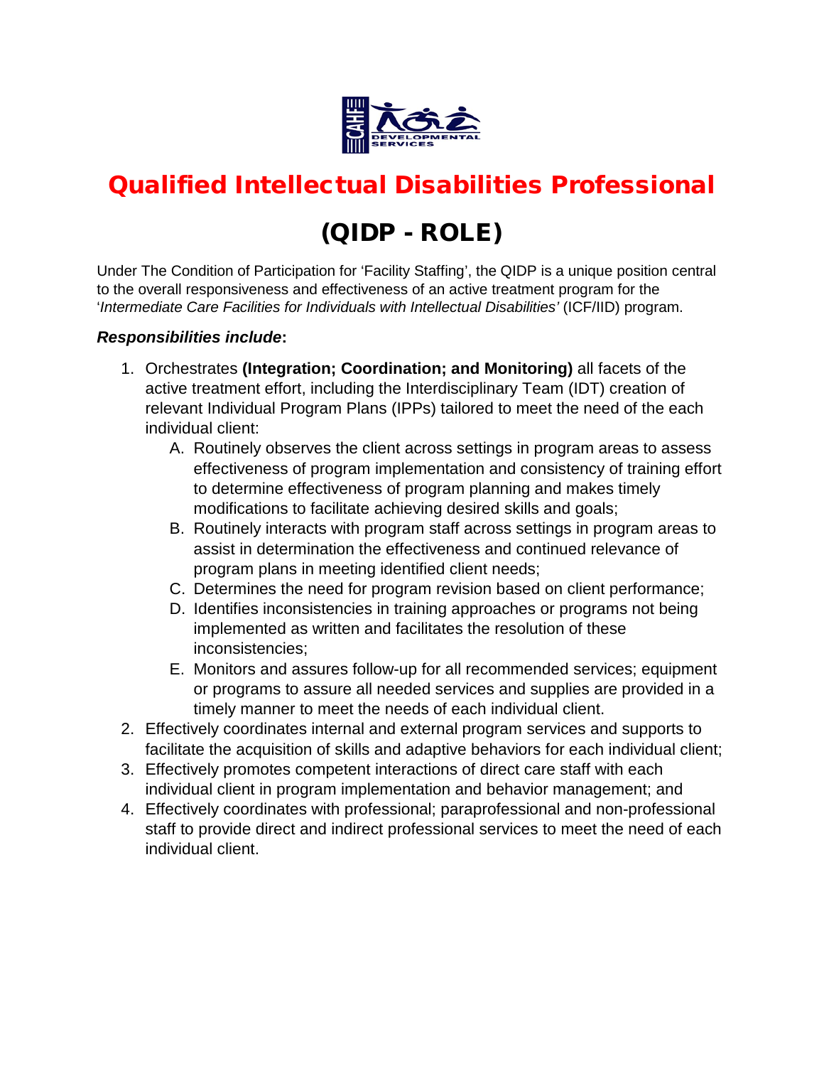# Qualified Intellectual Disabilities Professional

## (QIDP - ROLE)

Under The Condition of Participation for 'Facility Staffing', the QIDP is a unique position central to the overall responsiveness and effectiveness of an active treatment program for the '*Intermediate Care Facilities for Individuals with Intellectual Disabilities'* (ICF/IID) program.

***Responsibilities include*:**

1. Orchestrates **(Integration; Coordination; and Monitoring)** all facets of the active treatment effort, including the Interdisciplinary Team (IDT) creation of relevant Individual Program Plans (IPPs) tailored to meet the need of the each individual client:
   A. Routinely observes the client across settings in program areas to assess effectiveness of program implementation and consistency of training effort to determine effectiveness of program planning and makes timely modifications to facilitate achieving desired skills and goals;
   B. Routinely interacts with program staff across settings in program areas to assist in determination the effectiveness and continued relevance of program plans in meeting identified client needs;
   C. Determines the need for program revision based on client performance;
   D. Identifies inconsistencies in training approaches or programs not being implemented as written and facilitates the resolution of these inconsistencies;
   E. Monitors and assures follow-up for all recommended services; equipment or programs to assure all needed services and supplies are provided in a timely manner to meet the needs of each individual client.
2. Effectively coordinates internal and external program services and supports to facilitate the acquisition of skills and adaptive behaviors for each individual client;
3. Effectively promotes competent interactions of direct care staff with each individual client in program implementation and behavior management; and
4. Effectively coordinates with professional; paraprofessional and non-professional staff to provide direct and indirect professional services to meet the need of each individual client.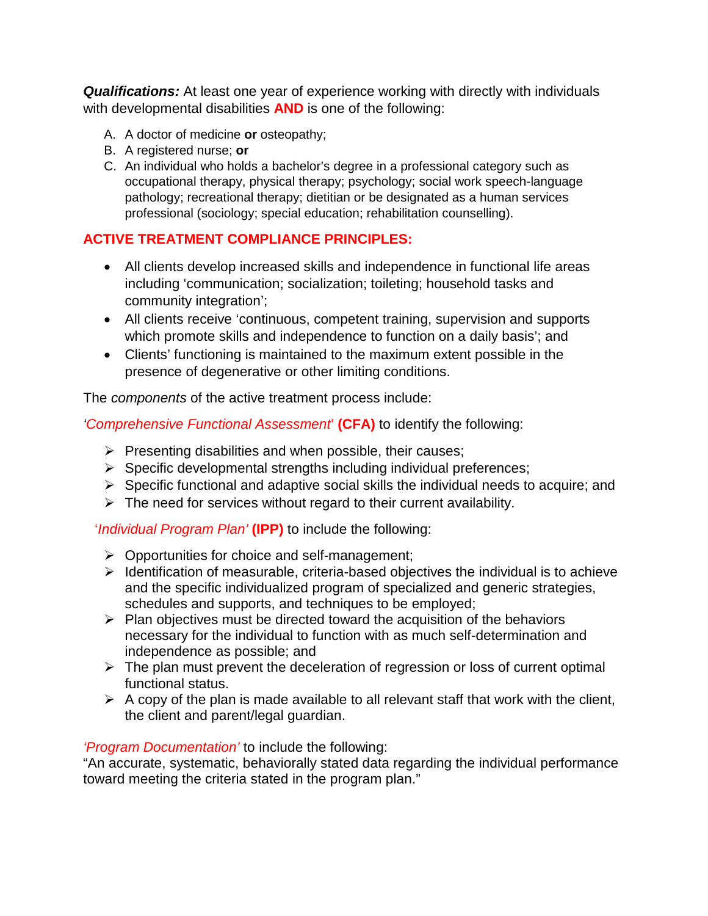***Qualifications:*** At least one year of experience working with directly with individuals with developmental disabilities **AND** is one of the following:

A. A doctor of medicine **or** osteopathy;
B. A registered nurse; **or**
C. An individual who holds a bachelor's degree in a professional category such as occupational therapy, physical therapy; psychology; social work speech-language pathology; recreational therapy; dietitian or be designated as a human services professional (sociology; special education; rehabilitation counselling).

## ACTIVE TREATMENT COMPLIANCE PRINCIPLES:

- All clients develop increased skills and independence in functional life areas including 'communication; socialization; toileting; household tasks and community integration';
- All clients receive 'continuous, competent training, supervision and supports which promote skills and independence to function on a daily basis'; and
- Clients' functioning is maintained to the maximum extent possible in the presence of degenerative or other limiting conditions.

The *components* of the active treatment process include:

*'Comprehensive Functional Assessment'* **(CFA)** to identify the following:

- Presenting disabilities and when possible, their causes;
- Specific developmental strengths including individual preferences;
- Specific functional and adaptive social skills the individual needs to acquire; and
- The need for services without regard to their current availability.

*'Individual Program Plan'* **(IPP)** to include the following:

- Opportunities for choice and self-management;
- Identification of measurable, criteria-based objectives the individual is to achieve and the specific individualized program of specialized and generic strategies, schedules and supports, and techniques to be employed;
- Plan objectives must be directed toward the acquisition of the behaviors necessary for the individual to function with as much self-determination and independence as possible; and
- The plan must prevent the deceleration of regression or loss of current optimal functional status.
- A copy of the plan is made available to all relevant staff that work with the client, the client and parent/legal guardian.

*'Program Documentation'* to include the following:
"An accurate, systematic, behaviorally stated data regarding the individual performance toward meeting the criteria stated in the program plan."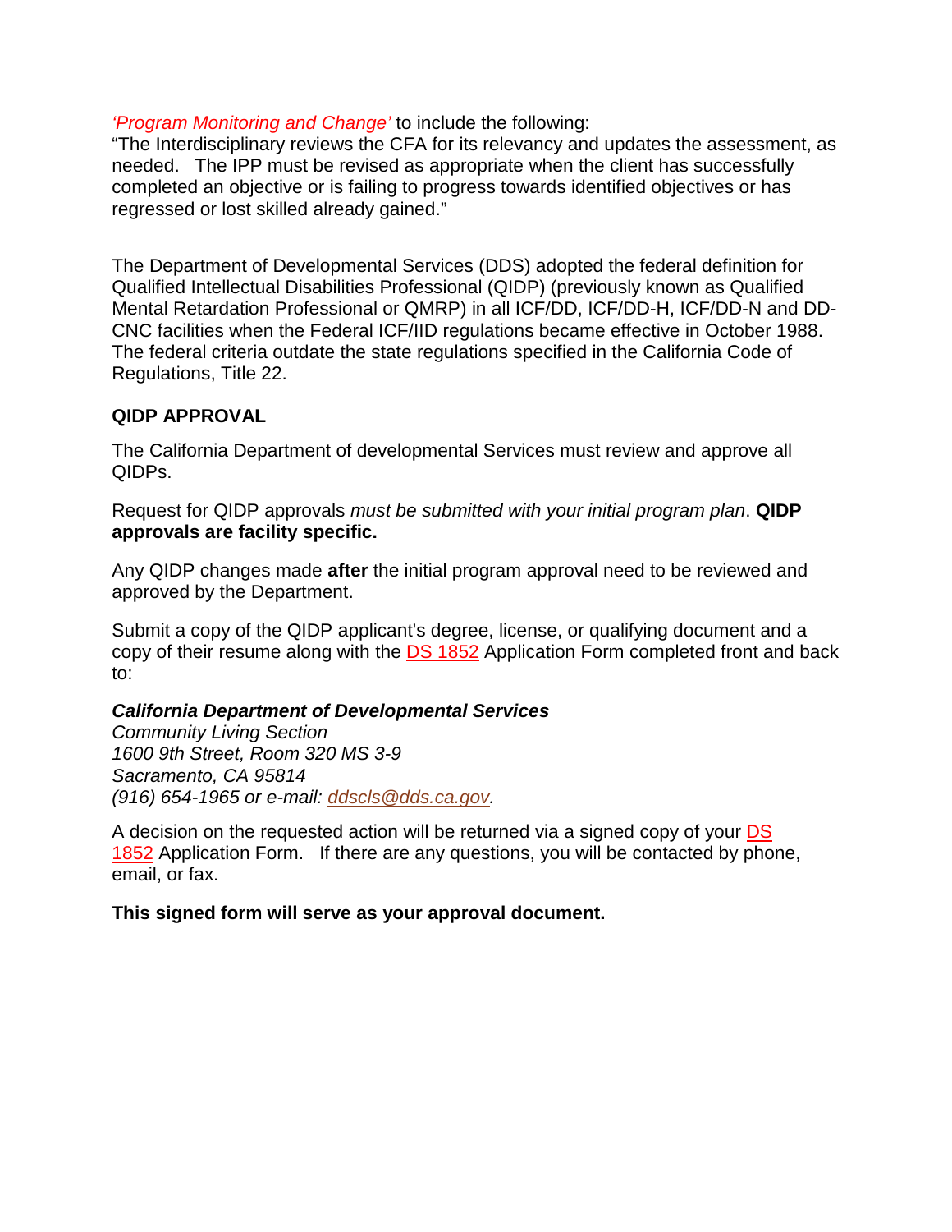*'Program Monitoring and Change'* to include the following:
"The Interdisciplinary reviews the CFA for its relevancy and updates the assessment, as needed. The IPP must be revised as appropriate when the client has successfully completed an objective or is failing to progress towards identified objectives or has regressed or lost skilled already gained."

The Department of Developmental Services (DDS) adopted the federal definition for Qualified Intellectual Disabilities Professional (QIDP) (previously known as Qualified Mental Retardation Professional or QMRP) in all ICF/DD, ICF/DD-H, ICF/DD-N and DD-CNC facilities when the Federal ICF/IID regulations became effective in October 1988. The federal criteria outdate the state regulations specified in the California Code of Regulations, Title 22.

**QIDP APPROVAL**

The California Department of developmental Services must review and approve all QIDPs.

Request for QIDP approvals *must be submitted with your initial program plan*. **QIDP approvals are facility specific.**

Any QIDP changes made **after** the initial program approval need to be reviewed and approved by the Department.

Submit a copy of the QIDP applicant's degree, license, or qualifying document and a copy of their resume along with the DS 1852 Application Form completed front and back to:

***California Department of Developmental Services***
*Community Living Section*
*1600 9th Street, Room 320 MS 3-9*
*Sacramento, CA 95814*
*(916) 654-1965 or e-mail: ddscls@dds.ca.gov.*

A decision on the requested action will be returned via a signed copy of your DS 1852 Application Form. If there are any questions, you will be contacted by phone, email, or fax.

**This signed form will serve as your approval document.**